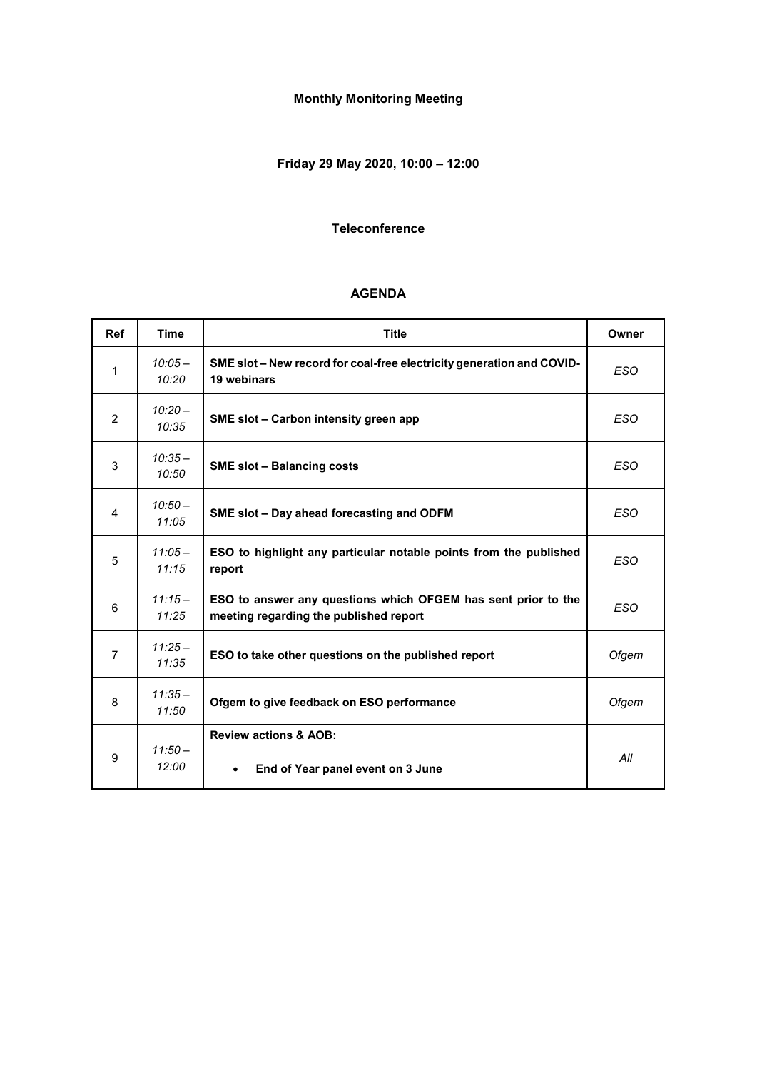**Monthly Monitoring Meeting**

**Friday 29 May 2020, 10:00 – 12:00**

**Teleconference**

**AGENDA**

| Ref | Time | Title | Owner |
|---|---|---|---|
| 1 | *10:05 – 10:20* | **SME slot – New record for coal-free electricity generation and COVID-19 webinars** | *ESO* |
| 2 | *10:20 – 10:35* | **SME slot – Carbon intensity green app** | *ESO* |
| 3 | *10:35 – 10:50* | **SME slot – Balancing costs** | *ESO* |
| 4 | *10:50 – 11:05* | **SME slot – Day ahead forecasting and ODFM** | *ESO* |
| 5 | *11:05 – 11:15* | **ESO to highlight any particular notable points from the published report** | *ESO* |
| 6 | *11:15 – 11:25* | **ESO to answer any questions which OFGEM has sent prior to the meeting regarding the published report** | *ESO* |
| 7 | *11:25 – 11:35* | **ESO to take other questions on the published report** | *Ofgem* |
| 8 | *11:35 – 11:50* | **Ofgem to give feedback on ESO performance** | *Ofgem* |
| 9 | *11:50 – 12:00* | **Review actions & AOB:**<br>• **End of Year panel event on 3 June** | *All* |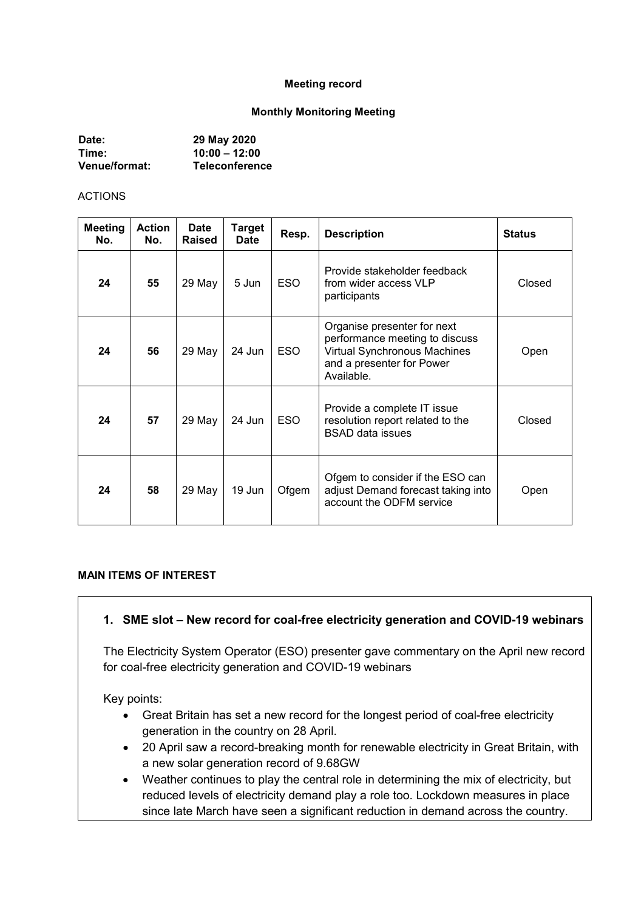**Meeting record**

**Monthly Monitoring Meeting**

**Date:** 29 May 2020
**Time:** 10:00 – 12:00
**Venue/format:** Teleconference

ACTIONS

| Meeting No. | Action No. | Date Raised | Target Date | Resp. | Description | Status |
|---|---|---|---|---|---|---|
| **24** | **55** | 29 May | 5 Jun | ESO | Provide stakeholder feedback from wider access VLP participants | Closed |
| **24** | **56** | 29 May | 24 Jun | ESO | Organise presenter for next performance meeting to discuss Virtual Synchronous Machines and a presenter for Power Available. | Open |
| **24** | **57** | 29 May | 24 Jun | ESO | Provide a complete IT issue resolution report related to the BSAD data issues | Closed |
| **24** | **58** | 29 May | 19 Jun | Ofgem | Ofgem to consider if the ESO can adjust Demand forecast taking into account the ODFM service | Open |

**MAIN ITEMS OF INTEREST**

**1. SME slot – New record for coal-free electricity generation and COVID-19 webinars**

The Electricity System Operator (ESO) presenter gave commentary on the April new record for coal-free electricity generation and COVID-19 webinars

Key points:

- Great Britain has set a new record for the longest period of coal-free electricity generation in the country on 28 April.
- 20 April saw a record-breaking month for renewable electricity in Great Britain, with a new solar generation record of 9.68GW
- Weather continues to play the central role in determining the mix of electricity, but reduced levels of electricity demand play a role too. Lockdown measures in place since late March have seen a significant reduction in demand across the country.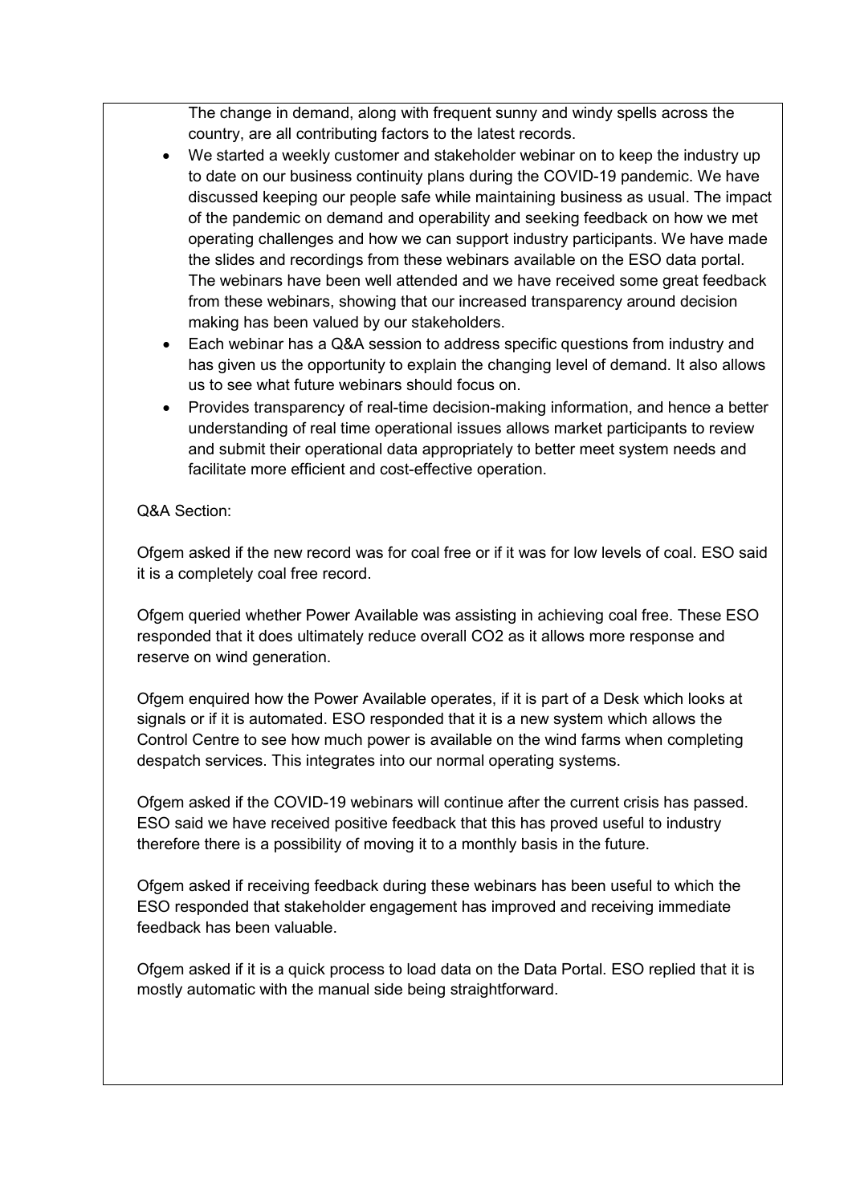The change in demand, along with frequent sunny and windy spells across the country, are all contributing factors to the latest records.

- We started a weekly customer and stakeholder webinar on to keep the industry up to date on our business continuity plans during the COVID-19 pandemic. We have discussed keeping our people safe while maintaining business as usual. The impact of the pandemic on demand and operability and seeking feedback on how we met operating challenges and how we can support industry participants. We have made the slides and recordings from these webinars available on the ESO data portal. The webinars have been well attended and we have received some great feedback from these webinars, showing that our increased transparency around decision making has been valued by our stakeholders.
- Each webinar has a Q&A session to address specific questions from industry and has given us the opportunity to explain the changing level of demand. It also allows us to see what future webinars should focus on.
- Provides transparency of real-time decision-making information, and hence a better understanding of real time operational issues allows market participants to review and submit their operational data appropriately to better meet system needs and facilitate more efficient and cost-effective operation.

Q&A Section:

Ofgem asked if the new record was for coal free or if it was for low levels of coal. ESO said it is a completely coal free record.

Ofgem queried whether Power Available was assisting in achieving coal free. These ESO responded that it does ultimately reduce overall $CO_2$ as it allows more response and reserve on wind generation.

Ofgem enquired how the Power Available operates, if it is part of a Desk which looks at signals or if it is automated. ESO responded that it is a new system which allows the Control Centre to see how much power is available on the wind farms when completing despatch services. This integrates into our normal operating systems.

Ofgem asked if the COVID-19 webinars will continue after the current crisis has passed. ESO said we have received positive feedback that this has proved useful to industry therefore there is a possibility of moving it to a monthly basis in the future.

Ofgem asked if receiving feedback during these webinars has been useful to which the ESO responded that stakeholder engagement has improved and receiving immediate feedback has been valuable.

Ofgem asked if it is a quick process to load data on the Data Portal. ESO replied that it is mostly automatic with the manual side being straightforward.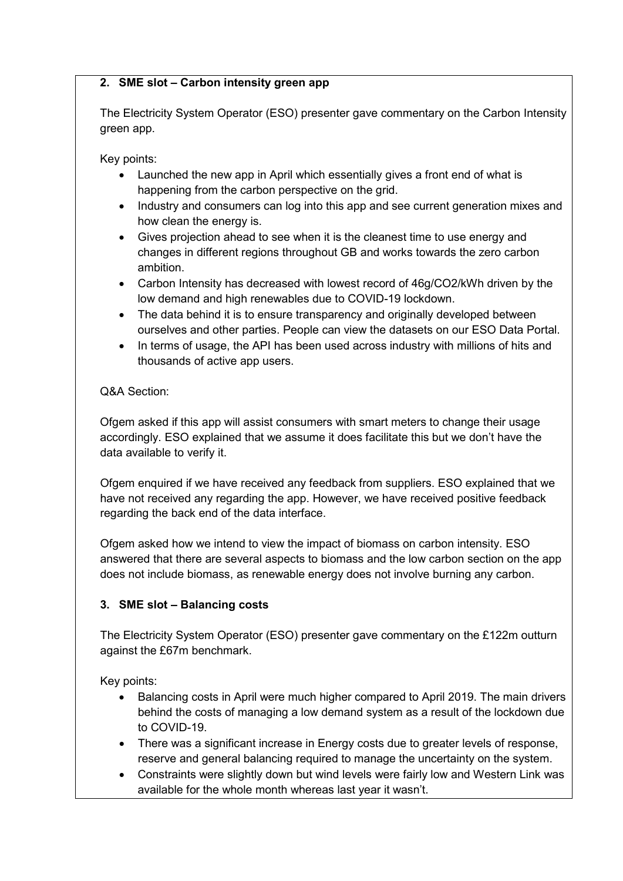## 2. SME slot – Carbon intensity green app

The Electricity System Operator (ESO) presenter gave commentary on the Carbon Intensity green app.

Key points:

- Launched the new app in April which essentially gives a front end of what is happening from the carbon perspective on the grid.
- Industry and consumers can log into this app and see current generation mixes and how clean the energy is.
- Gives projection ahead to see when it is the cleanest time to use energy and changes in different regions throughout GB and works towards the zero carbon ambition.
- Carbon Intensity has decreased with lowest record of 46g/CO2/kWh driven by the low demand and high renewables due to COVID-19 lockdown.
- The data behind it is to ensure transparency and originally developed between ourselves and other parties. People can view the datasets on our ESO Data Portal.
- In terms of usage, the API has been used across industry with millions of hits and thousands of active app users.

Q&A Section:

Ofgem asked if this app will assist consumers with smart meters to change their usage accordingly. ESO explained that we assume it does facilitate this but we don't have the data available to verify it.

Ofgem enquired if we have received any feedback from suppliers. ESO explained that we have not received any regarding the app. However, we have received positive feedback regarding the back end of the data interface.

Ofgem asked how we intend to view the impact of biomass on carbon intensity. ESO answered that there are several aspects to biomass and the low carbon section on the app does not include biomass, as renewable energy does not involve burning any carbon.

## 3. SME slot – Balancing costs

The Electricity System Operator (ESO) presenter gave commentary on the £122m outturn against the £67m benchmark.

Key points:

- Balancing costs in April were much higher compared to April 2019. The main drivers behind the costs of managing a low demand system as a result of the lockdown due to COVID-19.
- There was a significant increase in Energy costs due to greater levels of response, reserve and general balancing required to manage the uncertainty on the system.
- Constraints were slightly down but wind levels were fairly low and Western Link was available for the whole month whereas last year it wasn't.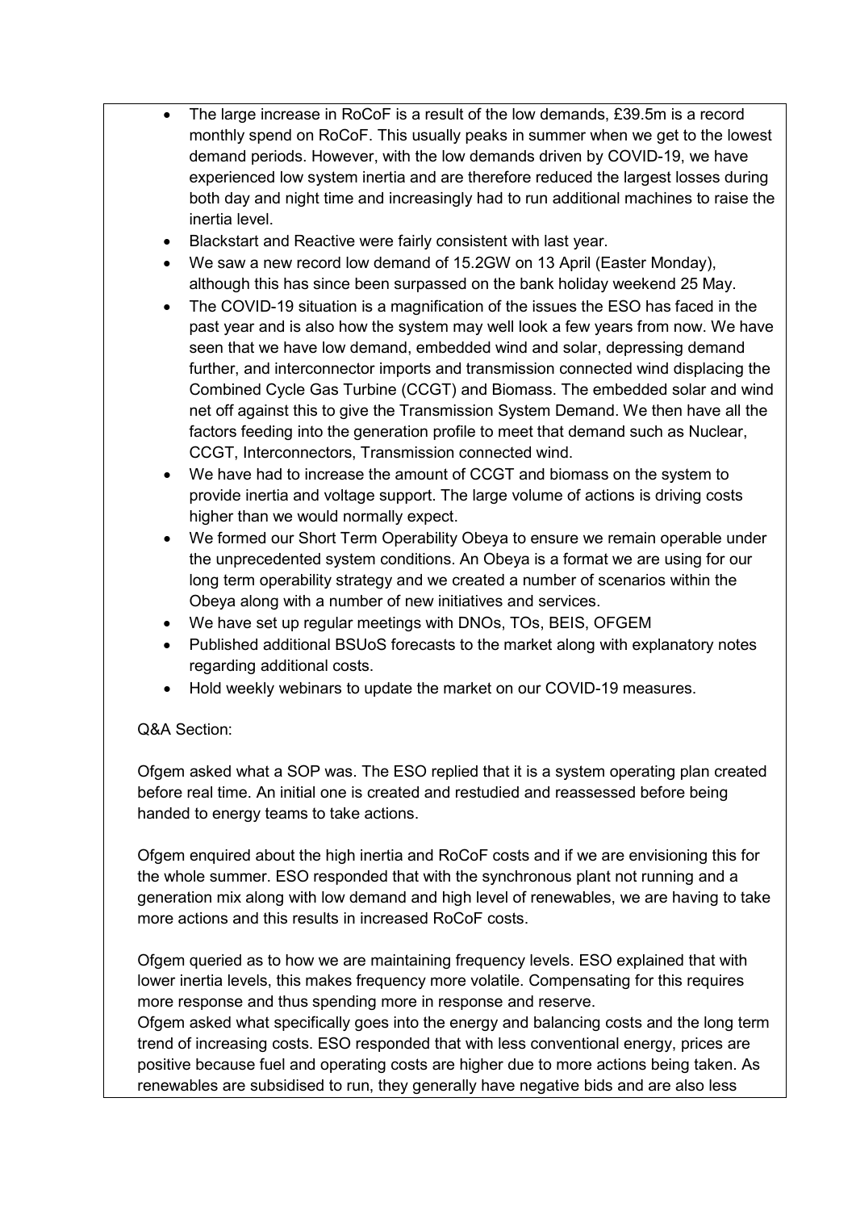- The large increase in RoCoF is a result of the low demands, £39.5m is a record monthly spend on RoCoF. This usually peaks in summer when we get to the lowest demand periods. However, with the low demands driven by COVID-19, we have experienced low system inertia and are therefore reduced the largest losses during both day and night time and increasingly had to run additional machines to raise the inertia level.
- Blackstart and Reactive were fairly consistent with last year.
- We saw a new record low demand of 15.2GW on 13 April (Easter Monday), although this has since been surpassed on the bank holiday weekend 25 May.
- The COVID-19 situation is a magnification of the issues the ESO has faced in the past year and is also how the system may well look a few years from now. We have seen that we have low demand, embedded wind and solar, depressing demand further, and interconnector imports and transmission connected wind displacing the Combined Cycle Gas Turbine (CCGT) and Biomass. The embedded solar and wind net off against this to give the Transmission System Demand. We then have all the factors feeding into the generation profile to meet that demand such as Nuclear, CCGT, Interconnectors, Transmission connected wind.
- We have had to increase the amount of CCGT and biomass on the system to provide inertia and voltage support. The large volume of actions is driving costs higher than we would normally expect.
- We formed our Short Term Operability Obeya to ensure we remain operable under the unprecedented system conditions. An Obeya is a format we are using for our long term operability strategy and we created a number of scenarios within the Obeya along with a number of new initiatives and services.
- We have set up regular meetings with DNOs, TOs, BEIS, OFGEM
- Published additional BSUoS forecasts to the market along with explanatory notes regarding additional costs.
- Hold weekly webinars to update the market on our COVID-19 measures.

Q&A Section:

Ofgem asked what a SOP was. The ESO replied that it is a system operating plan created before real time. An initial one is created and restudied and reassessed before being handed to energy teams to take actions.

Ofgem enquired about the high inertia and RoCoF costs and if we are envisioning this for the whole summer. ESO responded that with the synchronous plant not running and a generation mix along with low demand and high level of renewables, we are having to take more actions and this results in increased RoCoF costs.

Ofgem queried as to how we are maintaining frequency levels. ESO explained that with lower inertia levels, this makes frequency more volatile. Compensating for this requires more response and thus spending more in response and reserve.
Ofgem asked what specifically goes into the energy and balancing costs and the long term trend of increasing costs. ESO responded that with less conventional energy, prices are positive because fuel and operating costs are higher due to more actions being taken. As renewables are subsidised to run, they generally have negative bids and are also less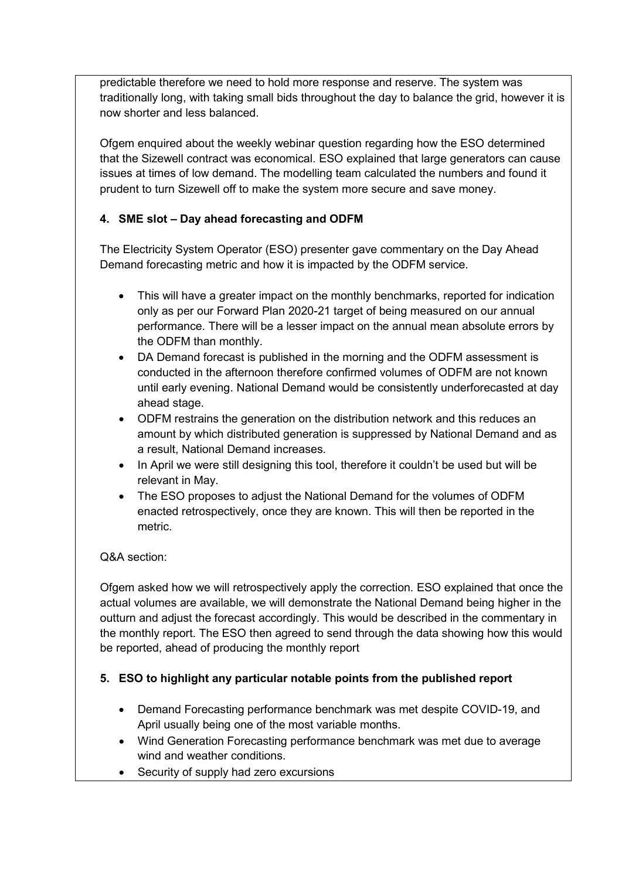predictable therefore we need to hold more response and reserve. The system was traditionally long, with taking small bids throughout the day to balance the grid, however it is now shorter and less balanced.

Ofgem enquired about the weekly webinar question regarding how the ESO determined that the Sizewell contract was economical. ESO explained that large generators can cause issues at times of low demand. The modelling team calculated the numbers and found it prudent to turn Sizewell off to make the system more secure and save money.

**4. SME slot – Day ahead forecasting and ODFM**

The Electricity System Operator (ESO) presenter gave commentary on the Day Ahead Demand forecasting metric and how it is impacted by the ODFM service.

- This will have a greater impact on the monthly benchmarks, reported for indication only as per our Forward Plan 2020-21 target of being measured on our annual performance. There will be a lesser impact on the annual mean absolute errors by the ODFM than monthly.
- DA Demand forecast is published in the morning and the ODFM assessment is conducted in the afternoon therefore confirmed volumes of ODFM are not known until early evening. National Demand would be consistently underforecasted at day ahead stage.
- ODFM restrains the generation on the distribution network and this reduces an amount by which distributed generation is suppressed by National Demand and as a result, National Demand increases.
- In April we were still designing this tool, therefore it couldn't be used but will be relevant in May.
- The ESO proposes to adjust the National Demand for the volumes of ODFM enacted retrospectively, once they are known. This will then be reported in the metric.

Q&A section:

Ofgem asked how we will retrospectively apply the correction. ESO explained that once the actual volumes are available, we will demonstrate the National Demand being higher in the outturn and adjust the forecast accordingly. This would be described in the commentary in the monthly report. The ESO then agreed to send through the data showing how this would be reported, ahead of producing the monthly report

**5. ESO to highlight any particular notable points from the published report**

- Demand Forecasting performance benchmark was met despite COVID-19, and April usually being one of the most variable months.
- Wind Generation Forecasting performance benchmark was met due to average wind and weather conditions.
- Security of supply had zero excursions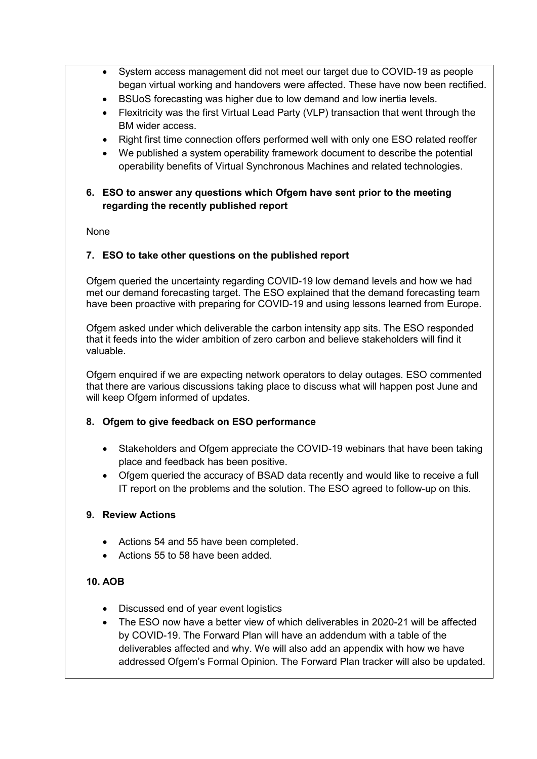- System access management did not meet our target due to COVID-19 as people began virtual working and handovers were affected. These have now been rectified.
- BSUoS forecasting was higher due to low demand and low inertia levels.
- Flexitricity was the first Virtual Lead Party (VLP) transaction that went through the BM wider access.
- Right first time connection offers performed well with only one ESO related reoffer
- We published a system operability framework document to describe the potential operability benefits of Virtual Synchronous Machines and related technologies.

**6. ESO to answer any questions which Ofgem have sent prior to the meeting regarding the recently published report**

None

**7. ESO to take other questions on the published report**

Ofgem queried the uncertainty regarding COVID-19 low demand levels and how we had met our demand forecasting target. The ESO explained that the demand forecasting team have been proactive with preparing for COVID-19 and using lessons learned from Europe.

Ofgem asked under which deliverable the carbon intensity app sits. The ESO responded that it feeds into the wider ambition of zero carbon and believe stakeholders will find it valuable.

Ofgem enquired if we are expecting network operators to delay outages. ESO commented that there are various discussions taking place to discuss what will happen post June and will keep Ofgem informed of updates.

**8. Ofgem to give feedback on ESO performance**

- Stakeholders and Ofgem appreciate the COVID-19 webinars that have been taking place and feedback has been positive.
- Ofgem queried the accuracy of BSAD data recently and would like to receive a full IT report on the problems and the solution. The ESO agreed to follow-up on this.

**9. Review Actions**

- Actions 54 and 55 have been completed.
- Actions 55 to 58 have been added.

**10. AOB**

- Discussed end of year event logistics
- The ESO now have a better view of which deliverables in 2020-21 will be affected by COVID-19. The Forward Plan will have an addendum with a table of the deliverables affected and why. We will also add an appendix with how we have addressed Ofgem's Formal Opinion. The Forward Plan tracker will also be updated.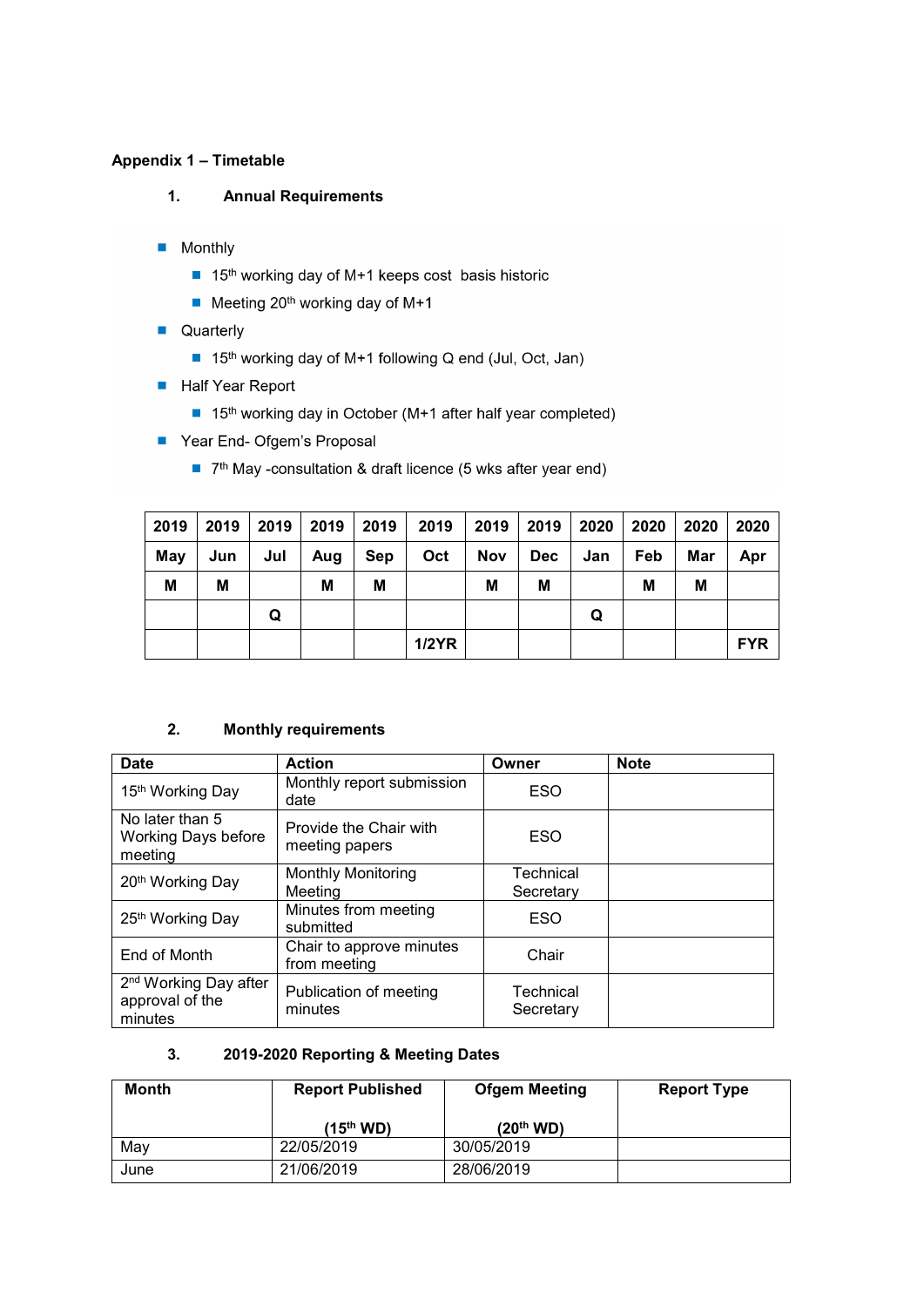**Appendix 1 – Timetable**

1. **Annual Requirements**

- Monthly
  - 15th working day of M+1 keeps cost basis historic
  - Meeting 20th working day of M+1
- Quarterly
  - 15th working day of M+1 following Q end (Jul, Oct, Jan)
- Half Year Report
  - 15th working day in October (M+1 after half year completed)
- Year End- Ofgem's Proposal
  - 7th May -consultation & draft licence (5 wks after year end)

| 2019 | 2019 | 2019 | 2019 | 2019 | 2019 | 2019 | 2019 | 2020 | 2020 | 2020 | 2020 |
|---|---|---|---|---|---|---|---|---|---|---|---|
| **May** | **Jun** | **Jul** | **Aug** | **Sep** | **Oct** | **Nov** | **Dec** | **Jan** | **Feb** | **Mar** | **Apr** |
| **M** | **M** | | **M** | **M** | | **M** | **M** | | **M** | **M** | |
| | | **Q** | | | | | | **Q** | | | |
| | | | | | **1/2YR** | | | | | | **FYR** |

2. **Monthly requirements**

| Date | Action | Owner | Note |
|---|---|---|---|
| 15th Working Day | Monthly report submission date | ESO | |
| No later than 5 Working Days before meeting | Provide the Chair with meeting papers | ESO | |
| 20th Working Day | Monthly Monitoring Meeting | Technical Secretary | |
| 25th Working Day | Minutes from meeting submitted | ESO | |
| End of Month | Chair to approve minutes from meeting | Chair | |
| 2nd Working Day after approval of the minutes | Publication of meeting minutes | Technical Secretary | |

3. **2019-2020 Reporting & Meeting Dates**

| Month | Report Published (15th WD) | Ofgem Meeting (20th WD) | Report Type |
|---|---|---|---|
| May | 22/05/2019 | 30/05/2019 | |
| June | 21/06/2019 | 28/06/2019 | |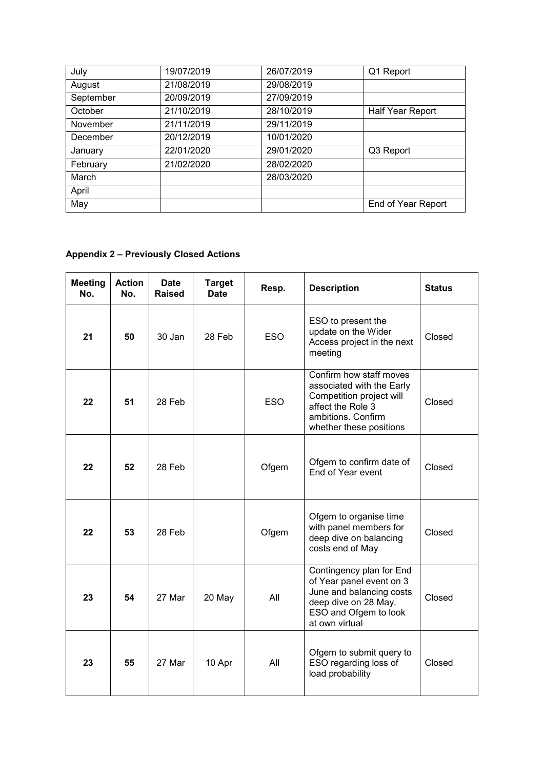| | | | |
|---|---|---|---|
| July | 19/07/2019 | 26/07/2019 | Q1 Report |
| August | 21/08/2019 | 29/08/2019 | |
| September | 20/09/2019 | 27/09/2019 | |
| October | 21/10/2019 | 28/10/2019 | Half Year Report |
| November | 21/11/2019 | 29/11/2019 | |
| December | 20/12/2019 | 10/01/2020 | |
| January | 22/01/2020 | 29/01/2020 | Q3 Report |
| February | 21/02/2020 | 28/02/2020 | |
| March | | 28/03/2020 | |
| April | | | |
| May | | | End of Year Report |

**Appendix 2 – Previously Closed Actions**

| Meeting No. | Action No. | Date Raised | Target Date | Resp. | Description | Status |
|---|---|---|---|---|---|---|
| 21 | 50 | 30 Jan | 28 Feb | ESO | ESO to present the update on the Wider Access project in the next meeting | Closed |
| 22 | 51 | 28 Feb | | ESO | Confirm how staff moves associated with the Early Competition project will affect the Role 3 ambitions. Confirm whether these positions | Closed |
| 22 | 52 | 28 Feb | | Ofgem | Ofgem to confirm date of End of Year event | Closed |
| 22 | 53 | 28 Feb | | Ofgem | Ofgem to organise time with panel members for deep dive on balancing costs end of May | Closed |
| 23 | 54 | 27 Mar | 20 May | All | Contingency plan for End of Year panel event on 3 June and balancing costs deep dive on 28 May. ESO and Ofgem to look at own virtual | Closed |
| 23 | 55 | 27 Mar | 10 Apr | All | Ofgem to submit query to ESO regarding loss of load probability | Closed |